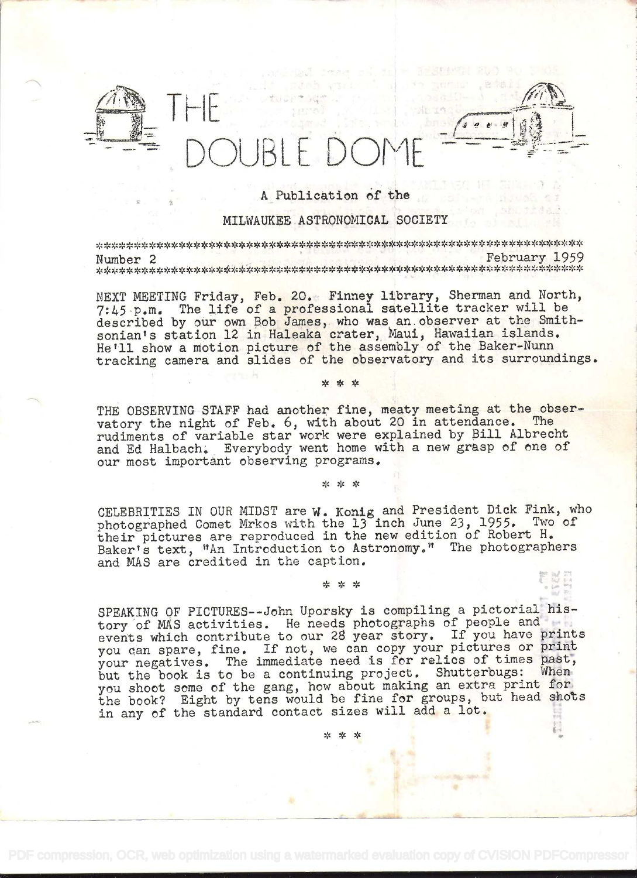# THE DOUBLE DOME

A Publication of the

MILWAUKEE ASTRONOMICAL SOCIETY

*************************************************************************

Number 2 February 1959

*************************************************************************

NEXT MEETING Friday, Feb. 20. Finney library, Sherman and North, 7:45 p.m. The life of a professional satellite tracker will be described by our own Bob James, who was an observer at the Smithsonian's station 12 in Haleaka crater, Maui, Hawaiian islands. He'll show a motion picture of the assembly of the Baker-Nunn tracking camera and slides of the observatory and its surroundings.

* * *

THE OBSERVING STAFF had another fine, meaty meeting at the observatory the night of Feb. 6, with about 20 in attendance. The rudiments of variable star work were explained by Bill Albrecht and Ed Halbach. Everybody went home with a new grasp of one of our most important observing programs.

* * *

CELEBRITIES IN OUR MIDST are W. Konig and President Dick Fink, who photographed Comet Mrkos with the 13 inch June 23, 1955. Two of their pictures are reproduced in the new edition of Robert H. Baker's text, "An Introduction to Astronomy." The photographers and MAS are credited in the caption.

* * *

SPEAKING OF PICTURES--John Uporsky is compiling a pictorial history of MAS activities. He needs photographs of people and events which contribute to our 28 year story. If you have prints you can spare, fine. If not, we can copy your pictures or print your negatives. The immediate need is for relics of times past, but the book is to be a continuing project. Shutterbugs: When you shoot some of the gang, how about making an extra print for the book? Eight by tens would be fine for groups, but head shots in any of the standard contact sizes will add a lot.

* * *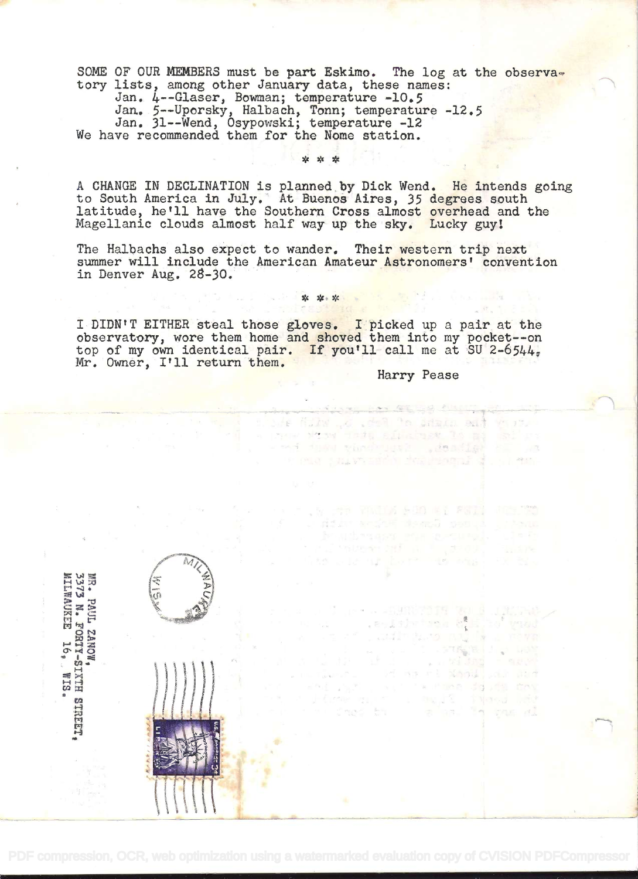SOME OF OUR MEMBERS must be part Eskimo. The log at the observatory lists, among other January data, these names:

Jan. 4--Glaser, Bowman; temperature -10.5
Jan. 5--Uporsky, Halbach, Tonn; temperature -12.5
Jan. 31--Wend, Osypowski; temperature -12

We have recommended them for the Nome station.

\* \* \*

A CHANGE IN DECLINATION is planned by Dick Wend. He intends going to South America in July. At Buenos Aires, 35 degrees south latitude, he'll have the Southern Cross almost overhead and the Magellanic clouds almost half way up the sky. Lucky guy!

The Halbachs also expect to wander. Their western trip next summer will include the American Amateur Astronomers' convention in Denver Aug. 28-30.

\* \* \*

I DIDN'T EITHER steal those gloves. I picked up a pair at the observatory, wore them home and shoved them into my pocket--on top of my own identical pair. If you'll call me at SU 2-6544, Mr. Owner, I'll return them.

Harry Pease

MR. PAUL ZANOW,
3573 N. FORTY-SIXTH STREET,
MILWAUKEE 16, WIS.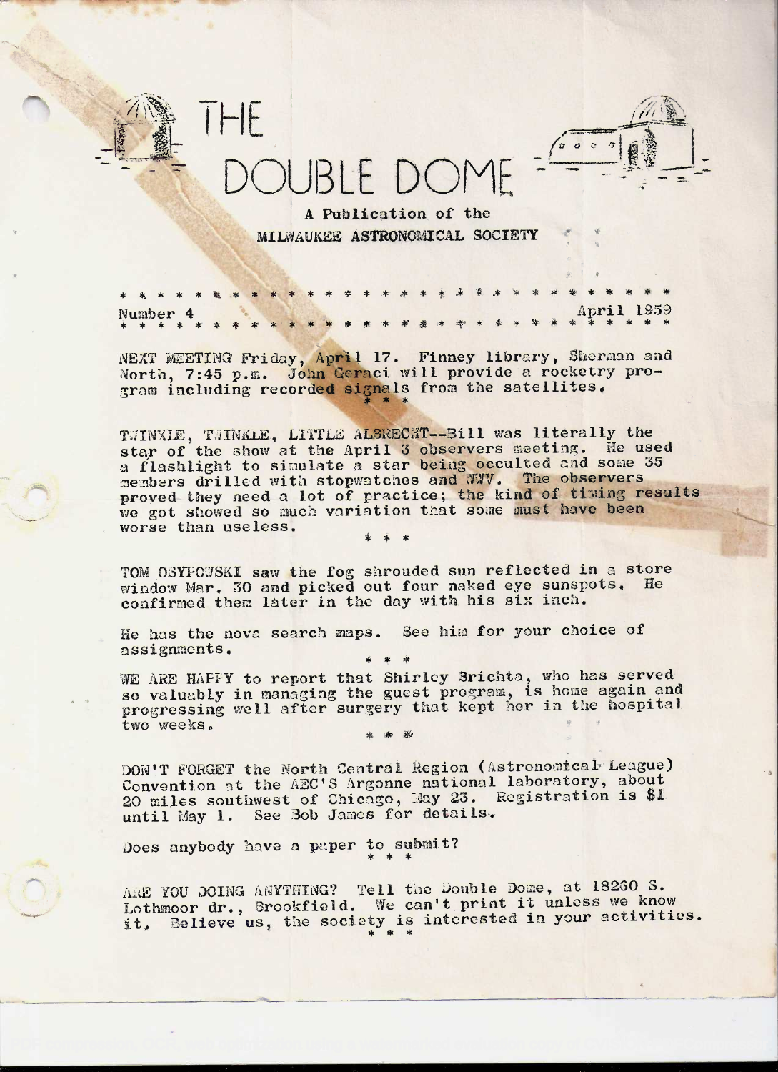# THE DOUBLE DOME

**A Publication of the**
**MILWAUKEE ASTRONOMICAL SOCIETY**

* * * * * * * * * * * * * * * * * * * * * * * * * * * * * *

Number 4 — April 1959

* * * * * * * * * * * * * * * * * * * * * * * * * * * * * *

NEXT MEETING Friday, April 17. Finney library, Sherman and North, 7:45 p.m. John Geraci will provide a rocketry program including recorded signals from the satellites.

\* \* \*

TWINKLE, TWINKLE, LITTLE ALBRECHT--Bill was literally the star of the show at the April 3 observers meeting. He used a flashlight to simulate a star being occulted and some 35 members drilled with stopwatches and WWV. The observers proved they need a lot of practice; the kind of timing results we got showed so much variation that some must have been worse than useless.

\* \* \*

TOM OSYPOWSKI saw the fog shrouded sun reflected in a store window Mar. 30 and picked out four naked eye sunspots. He confirmed them later in the day with his six inch.

He has the nova search maps. See him for your choice of assignments.

\* \* \*

WE ARE HAPPY to report that Shirley Brichta, who has served so valuably in managing the guest program, is home again and progressing well after surgery that kept her in the hospital two weeks.

\* \* \*

DON'T FORGET the North Central Region (Astronomical League) Convention at the AEC'S Argonne national laboratory, about 20 miles southwest of Chicago, May 23. Registration is $1 until May 1. See Bob James for details.

Does anybody have a paper to submit?

\* \* \*

ARE YOU DOING ANYTHING? Tell the Double Dome, at 18260 S. Lothmoor dr., Brookfield. We can't print it unless we know it. Believe us, the society is interested in your activities.

\* \* \*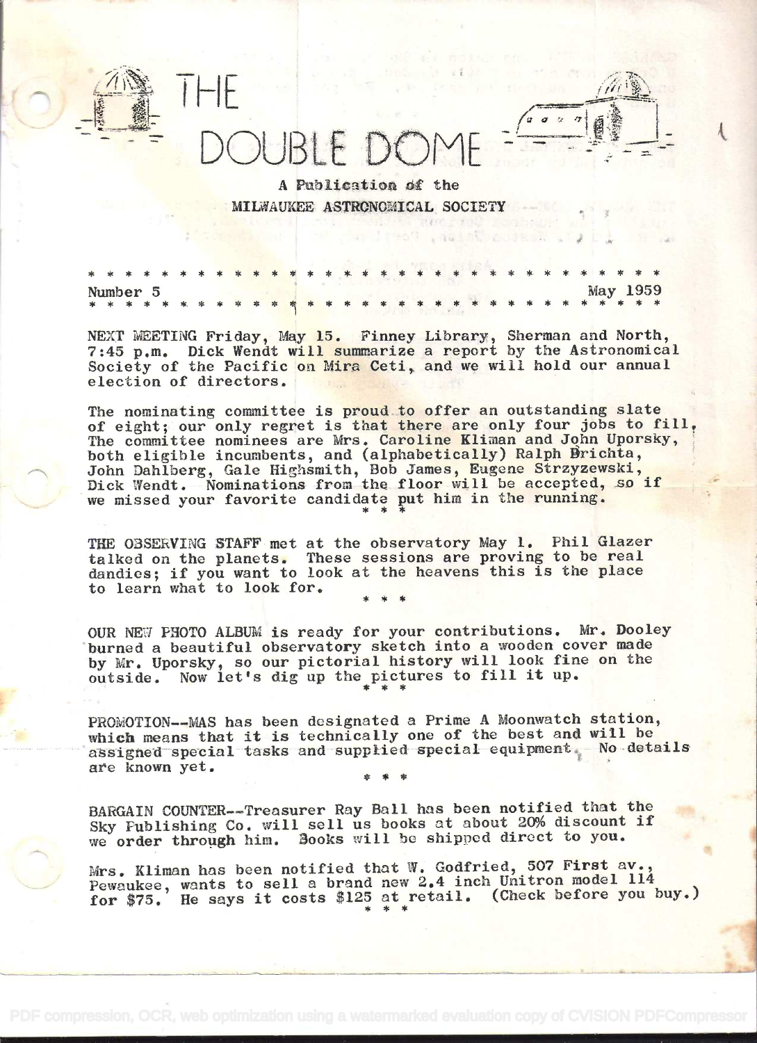# THE DOUBLE DOME

A Publication of the

MILWAUKEE ASTRONOMICAL SOCIETY

* * * * * * * * * * * * * * * * * * * * * * * * * * * * * * * * * * *

Number 5 May 1959

* * * * * * * * * * * * * * * * * * * * * * * * * * * * * * * * * * *

NEXT MEETING Friday, May 15. Finney Library, Sherman and North, 7:45 p.m. Dick Wendt will summarize a report by the Astronomical Society of the Pacific on Mira Ceti, and we will hold our annual election of directors.

The nominating committee is proud to offer an outstanding slate of eight; our only regret is that there are only four jobs to fill. The committee nominees are Mrs. Caroline Kliman and John Uporsky, both eligible incumbents, and (alphabetically) Ralph Brichta, John Dahlberg, Gale Highsmith, Bob James, Eugene Strzyzewski, Dick Wendt. Nominations from the floor will be accepted, so if we missed your favorite candidate put him in the running.

* * *

THE OBSERVING STAFF met at the observatory May 1. Phil Glazer talked on the planets. These sessions are proving to be real dandies; if you want to look at the heavens this is the place to learn what to look for.

* * *

OUR NEW PHOTO ALBUM is ready for your contributions. Mr. Dooley burned a beautiful observatory sketch into a wooden cover made by Mr. Uporsky, so our pictorial history will look fine on the outside. Now let's dig up the pictures to fill it up.

* * *

PROMOTION--MAS has been designated a Prime A Moonwatch station, which means that it is technically one of the best and will be assigned special tasks and supplied special equipment. No details are known yet.

* * *

BARGAIN COUNTER--Treasurer Ray Ball has been notified that the Sky Publishing Co. will sell us books at about 20% discount if we order through him. Books will be shipped direct to you.

Mrs. Kliman has been notified that W. Godfried, 507 First av., Pewaukee, wants to sell a brand new 2.4 inch Unitron model 114 for $75. He says it costs $125 at retail. (Check before you buy.)

* * *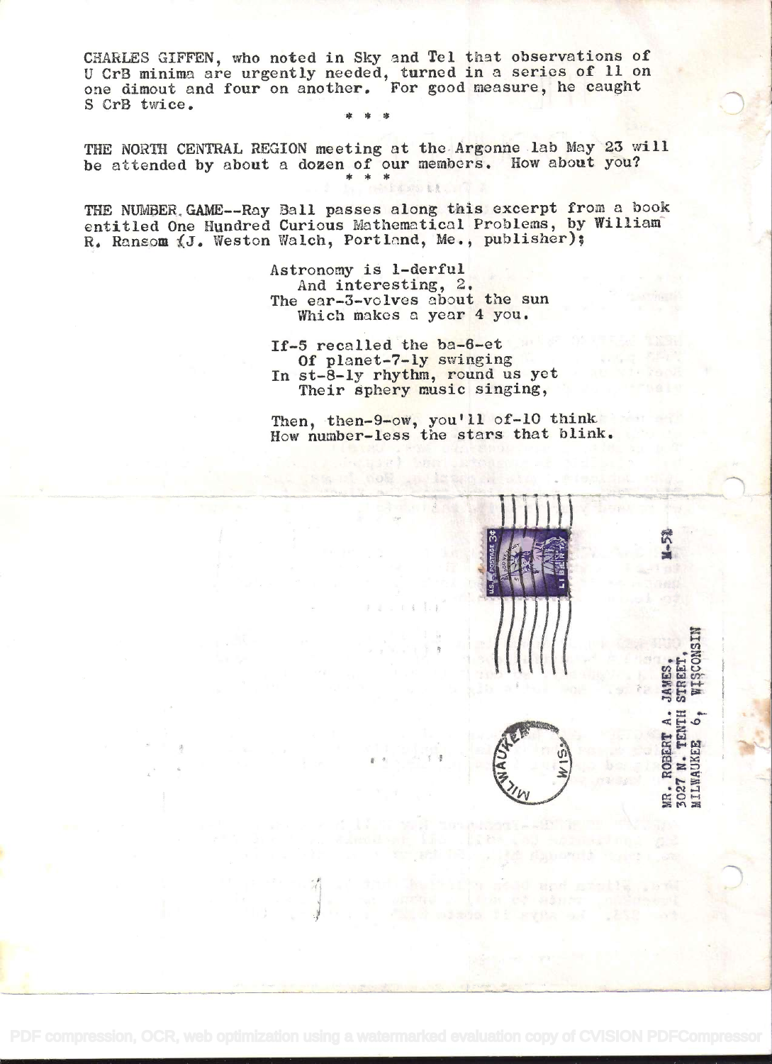CHARLES GIFFEN, who noted in Sky and Tel that observations of U CrB minima are urgently needed, turned in a series of 11 on one dimout and four on another. For good measure, he caught S CrB twice.

\* \* \*

THE NORTH CENTRAL REGION meeting at the Argonne lab May 23 will be attended by about a dozen of our members. How about you?

\* \* \*

THE NUMBER GAME--Ray Ball passes along this excerpt from a book entitled One Hundred Curious Mathematical Problems, by William R. Ransom (J. Weston Walch, Portland, Me., publisher):

> Astronomy is 1-derful
> And interesting, 2.
> The ear-3-volves about the sun
> Which makes a year 4 you.
>
> If-5 recalled the ba-6-et
> Of planet-7-ly swinging
> In st-8-ly rhythm, round us yet
> Their sphery music singing,
>
> Then, then-9-ow, you'll of-10 think
> How number-less the stars that blink.

MR. ROBERT A. JAMES,
3027 N. TENTH STREET,
MILWAUKEE 6, WISCONSIN